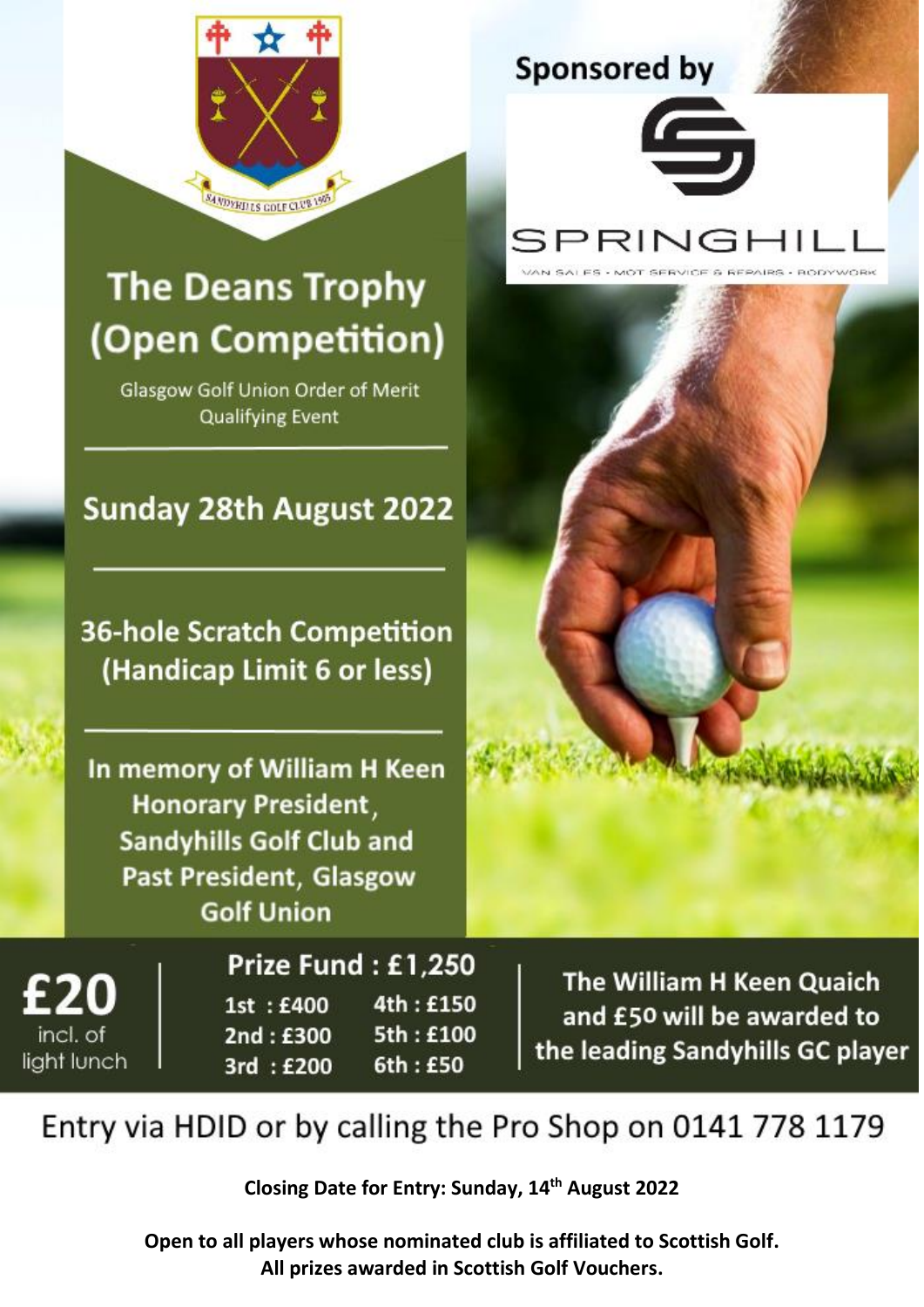Sponsored by

SPRINGHILL

VAN SALES · MOT SERVICE & REPAIRS · BODYWORK

# The Deans Trophy (Open Competition)

Glasgow Golf Union Order of Merit Qualifying Event

## Sunday 28th August 2022

## 36-hole Scratch Competition (Handicap Limit 6 or less)

**In memory of William H Keen Honorary President, Sandyhills Golf Club and Past President, Glasgow Golf Union**

**£20** incl. of light lunch

**Prize Fund : £1,250**

| | |
|---|---|
| 1st : £400 | 4th : £150 |
| 2nd : £300 | 5th : £100 |
| 3rd : £200 | 6th : £50 |

**The William H Keen Quaich and £50 will be awarded to the leading Sandyhills GC player**

Entry via HDID or by calling the Pro Shop on 0141 778 1179

**Closing Date for Entry: Sunday, 14th August 2022**

**Open to all players whose nominated club is affiliated to Scottish Golf.**
**All prizes awarded in Scottish Golf Vouchers.**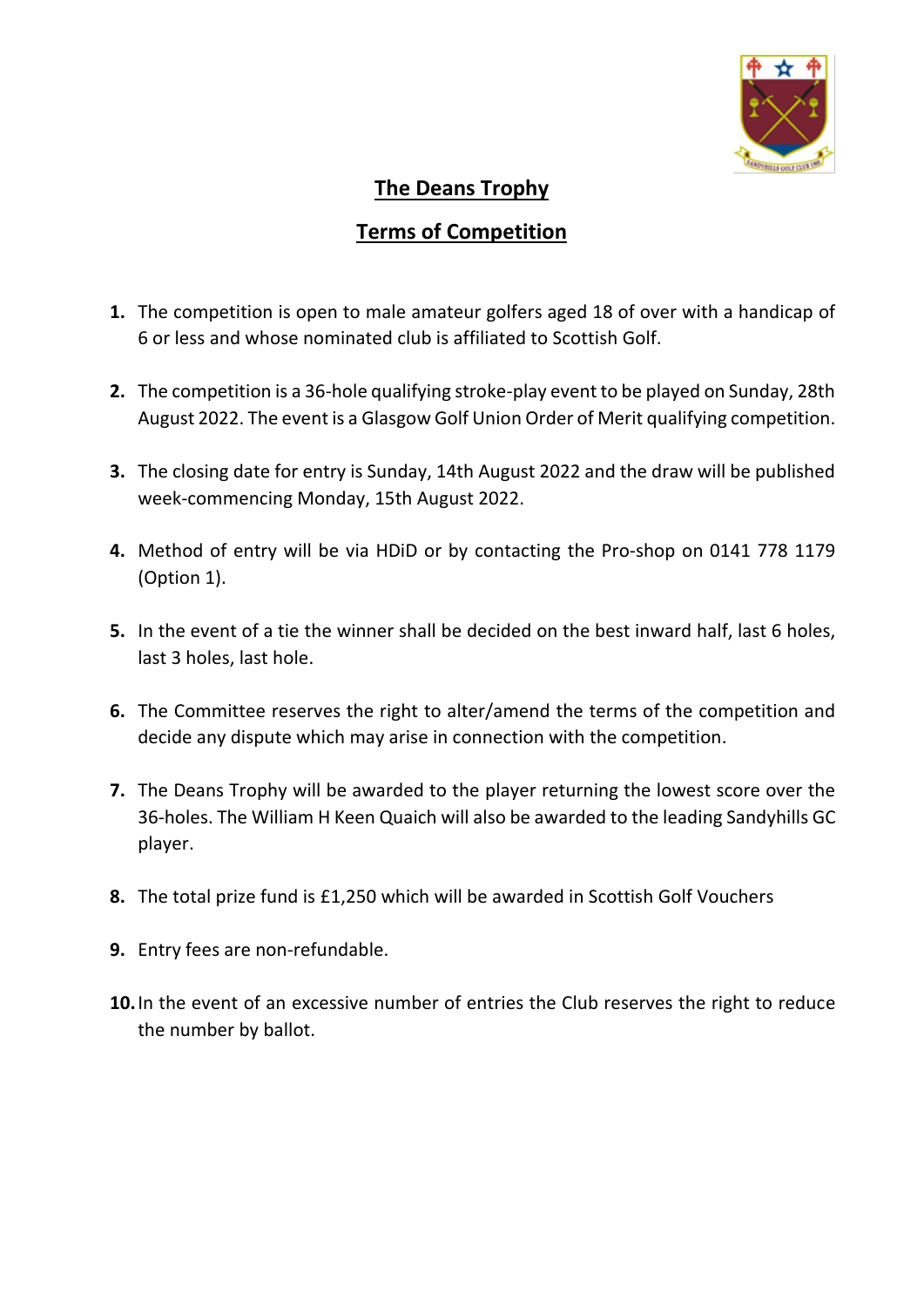# The Deans Trophy

## Terms of Competition

1. The competition is open to male amateur golfers aged 18 of over with a handicap of 6 or less and whose nominated club is affiliated to Scottish Golf.

2. The competition is a 36-hole qualifying stroke-play event to be played on Sunday, 28th August 2022. The event is a Glasgow Golf Union Order of Merit qualifying competition.

3. The closing date for entry is Sunday, 14th August 2022 and the draw will be published week-commencing Monday, 15th August 2022.

4. Method of entry will be via HDiD or by contacting the Pro-shop on 0141 778 1179 (Option 1).

5. In the event of a tie the winner shall be decided on the best inward half, last 6 holes, last 3 holes, last hole.

6. The Committee reserves the right to alter/amend the terms of the competition and decide any dispute which may arise in connection with the competition.

7. The Deans Trophy will be awarded to the player returning the lowest score over the 36-holes. The William H Keen Quaich will also be awarded to the leading Sandyhills GC player.

8. The total prize fund is £1,250 which will be awarded in Scottish Golf Vouchers

9. Entry fees are non-refundable.

10. In the event of an excessive number of entries the Club reserves the right to reduce the number by ballot.